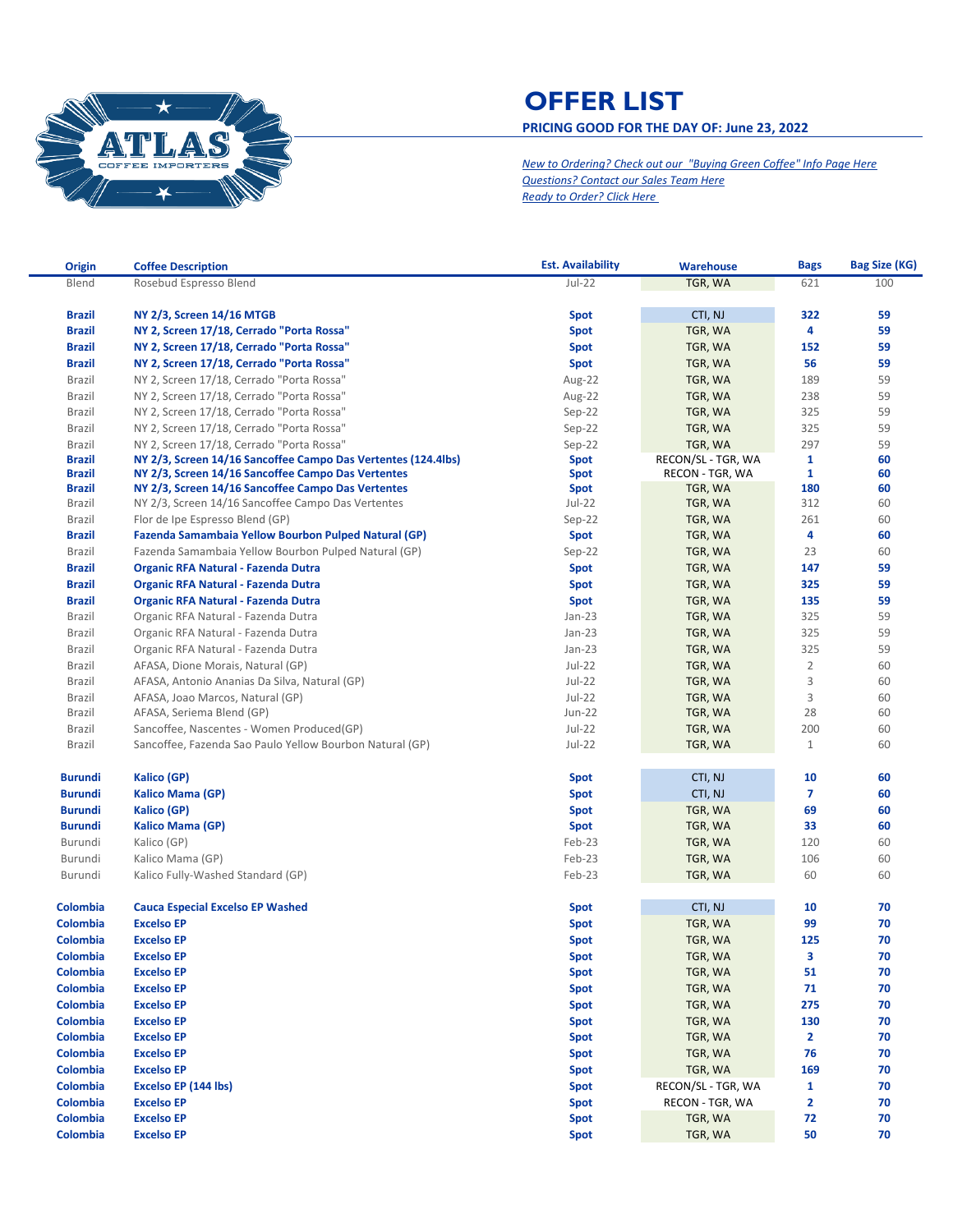# OFFER LIST

**PRICING GOOD FOR THE DAY OF: June 23, 2022**

*New to Ordering? Check out our "Buying Green Coffee" Info Page Here*
*Questions? Contact our Sales Team Here*
*Ready to Order? Click Here*

| Origin | Coffee Description | Est. Availability | Warehouse | Bags | Bag Size (KG) |
|---|---|---|---|---|---|
| Blend | Rosebud Espresso Blend | Jul-22 | TGR, WA | 621 | 100 |
| **Brazil** | **NY 2/3, Screen 14/16 MTGB** | **Spot** | CTI, NJ | **322** | **59** |
| **Brazil** | **NY 2, Screen 17/18, Cerrado "Porta Rossa"** | **Spot** | TGR, WA | **4** | **59** |
| **Brazil** | **NY 2, Screen 17/18, Cerrado "Porta Rossa"** | **Spot** | TGR, WA | **152** | **59** |
| **Brazil** | **NY 2, Screen 17/18, Cerrado "Porta Rossa"** | **Spot** | TGR, WA | **56** | **59** |
| Brazil | NY 2, Screen 17/18, Cerrado "Porta Rossa" | Aug-22 | TGR, WA | 189 | 59 |
| Brazil | NY 2, Screen 17/18, Cerrado "Porta Rossa" | Aug-22 | TGR, WA | 238 | 59 |
| Brazil | NY 2, Screen 17/18, Cerrado "Porta Rossa" | Sep-22 | TGR, WA | 325 | 59 |
| Brazil | NY 2, Screen 17/18, Cerrado "Porta Rossa" | Sep-22 | TGR, WA | 325 | 59 |
| Brazil | NY 2, Screen 17/18, Cerrado "Porta Rossa" | Sep-22 | TGR, WA | 297 | 59 |
| **Brazil** | **NY 2/3, Screen 14/16 Sancoffee Campo Das Vertentes (124.4lbs)** | **Spot** | RECON/SL - TGR, WA | **1** | **60** |
| **Brazil** | **NY 2/3, Screen 14/16 Sancoffee Campo Das Vertentes** | **Spot** | RECON - TGR, WA | **1** | **60** |
| **Brazil** | **NY 2/3, Screen 14/16 Sancoffee Campo Das Vertentes** | **Spot** | TGR, WA | **180** | **60** |
| Brazil | NY 2/3, Screen 14/16 Sancoffee Campo Das Vertentes | Jul-22 | TGR, WA | 312 | 60 |
| Brazil | Flor de Ipe Espresso Blend (GP) | Sep-22 | TGR, WA | 261 | 60 |
| **Brazil** | **Fazenda Samambaia Yellow Bourbon Pulped Natural (GP)** | **Spot** | TGR, WA | **4** | **60** |
| Brazil | Fazenda Samambaia Yellow Bourbon Pulped Natural (GP) | Sep-22 | TGR, WA | 23 | 60 |
| **Brazil** | **Organic RFA Natural - Fazenda Dutra** | **Spot** | TGR, WA | **147** | **59** |
| **Brazil** | **Organic RFA Natural - Fazenda Dutra** | **Spot** | TGR, WA | **325** | **59** |
| **Brazil** | **Organic RFA Natural - Fazenda Dutra** | **Spot** | TGR, WA | **135** | **59** |
| Brazil | Organic RFA Natural - Fazenda Dutra | Jan-23 | TGR, WA | 325 | 59 |
| Brazil | Organic RFA Natural - Fazenda Dutra | Jan-23 | TGR, WA | 325 | 59 |
| Brazil | Organic RFA Natural - Fazenda Dutra | Jan-23 | TGR, WA | 325 | 59 |
| Brazil | AFASA, Dione Morais, Natural (GP) | Jul-22 | TGR, WA | 2 | 60 |
| Brazil | AFASA, Antonio Ananias Da Silva, Natural (GP) | Jul-22 | TGR, WA | 3 | 60 |
| Brazil | AFASA, Joao Marcos, Natural (GP) | Jul-22 | TGR, WA | 3 | 60 |
| Brazil | AFASA, Seriema Blend (GP) | Jun-22 | TGR, WA | 28 | 60 |
| Brazil | Sancoffee, Nascentes - Women Produced(GP) | Jul-22 | TGR, WA | 200 | 60 |
| Brazil | Sancoffee, Fazenda Sao Paulo Yellow Bourbon Natural (GP) | Jul-22 | TGR, WA | 1 | 60 |
| **Burundi** | **Kalico (GP)** | **Spot** | CTI, NJ | **10** | **60** |
| **Burundi** | **Kalico Mama (GP)** | **Spot** | CTI, NJ | **7** | **60** |
| **Burundi** | **Kalico (GP)** | **Spot** | TGR, WA | **69** | **60** |
| **Burundi** | **Kalico Mama (GP)** | **Spot** | TGR, WA | **33** | **60** |
| Burundi | Kalico (GP) | Feb-23 | TGR, WA | 120 | 60 |
| Burundi | Kalico Mama (GP) | Feb-23 | TGR, WA | 106 | 60 |
| Burundi | Kalico Fully-Washed Standard (GP) | Feb-23 | TGR, WA | 60 | 60 |
| **Colombia** | **Cauca Especial Excelso EP Washed** | **Spot** | CTI, NJ | **10** | **70** |
| **Colombia** | **Excelso EP** | **Spot** | TGR, WA | **99** | **70** |
| **Colombia** | **Excelso EP** | **Spot** | TGR, WA | **125** | **70** |
| **Colombia** | **Excelso EP** | **Spot** | TGR, WA | **3** | **70** |
| **Colombia** | **Excelso EP** | **Spot** | TGR, WA | **51** | **70** |
| **Colombia** | **Excelso EP** | **Spot** | TGR, WA | **71** | **70** |
| **Colombia** | **Excelso EP** | **Spot** | TGR, WA | **275** | **70** |
| **Colombia** | **Excelso EP** | **Spot** | TGR, WA | **130** | **70** |
| **Colombia** | **Excelso EP** | **Spot** | TGR, WA | **2** | **70** |
| **Colombia** | **Excelso EP** | **Spot** | TGR, WA | **76** | **70** |
| **Colombia** | **Excelso EP** | **Spot** | TGR, WA | **169** | **70** |
| **Colombia** | **Excelso EP (144 lbs)** | **Spot** | RECON/SL - TGR, WA | **1** | **70** |
| **Colombia** | **Excelso EP** | **Spot** | RECON - TGR, WA | **2** | **70** |
| **Colombia** | **Excelso EP** | **Spot** | TGR, WA | **72** | **70** |
| **Colombia** | **Excelso EP** | **Spot** | TGR, WA | **50** | **70** |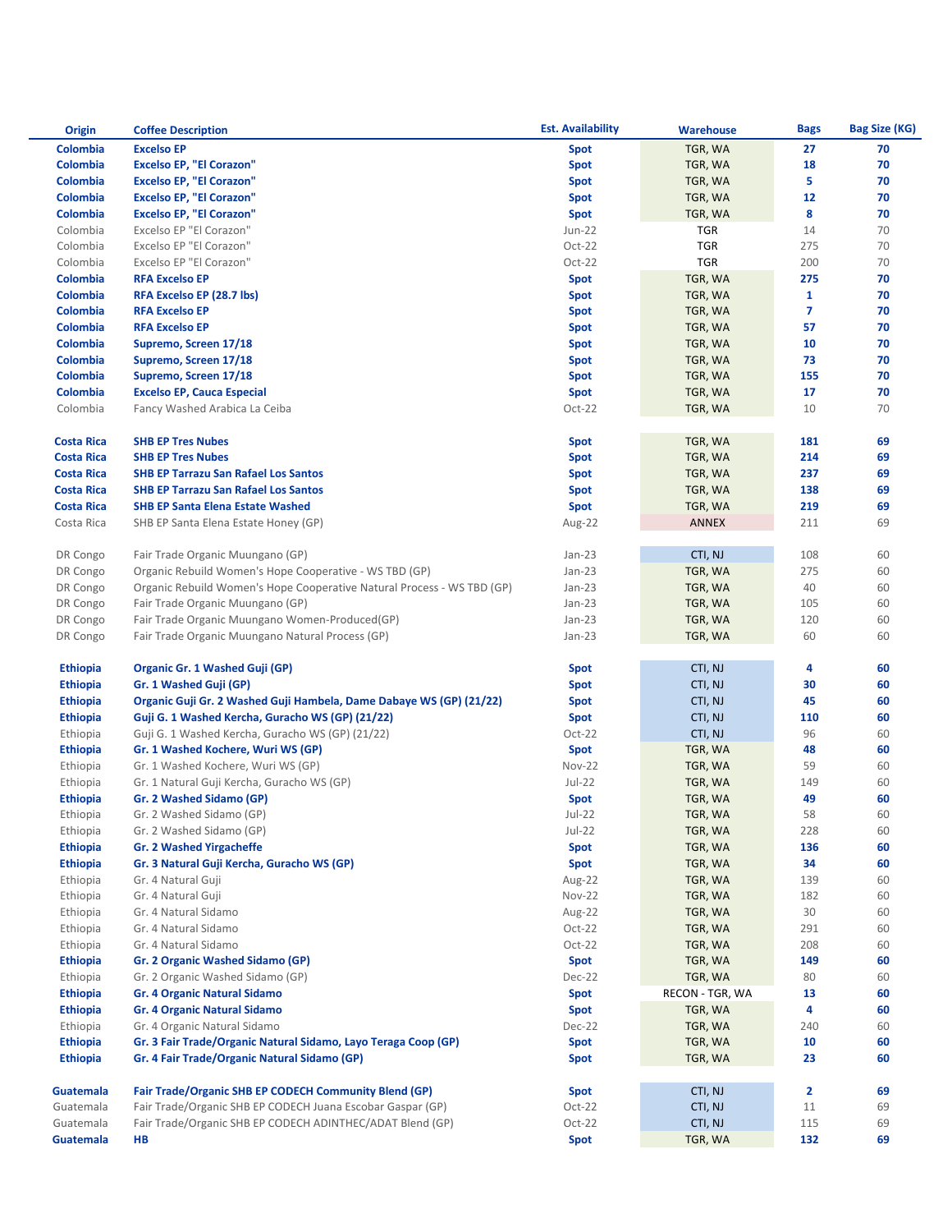| Origin | Coffee Description | Est. Availability | Warehouse | Bags | Bag Size (KG) |
|---|---|---|---|---|---|
| **Colombia** | **Excelso EP** | **Spot** | TGR, WA | **27** | **70** |
| **Colombia** | **Excelso EP, "El Corazon"** | **Spot** | TGR, WA | **18** | **70** |
| **Colombia** | **Excelso EP, "El Corazon"** | **Spot** | TGR, WA | **5** | **70** |
| **Colombia** | **Excelso EP, "El Corazon"** | **Spot** | TGR, WA | **12** | **70** |
| **Colombia** | **Excelso EP, "El Corazon"** | **Spot** | TGR, WA | **8** | **70** |
| Colombia | Excelso EP "El Corazon" | Jun-22 | TGR | 14 | 70 |
| Colombia | Excelso EP "El Corazon" | Oct-22 | TGR | 275 | 70 |
| Colombia | Excelso EP "El Corazon" | Oct-22 | TGR | 200 | 70 |
| **Colombia** | **RFA Excelso EP** | **Spot** | TGR, WA | **275** | **70** |
| **Colombia** | **RFA Excelso EP (28.7 lbs)** | **Spot** | TGR, WA | **1** | **70** |
| **Colombia** | **RFA Excelso EP** | **Spot** | TGR, WA | **7** | **70** |
| **Colombia** | **RFA Excelso EP** | **Spot** | TGR, WA | **57** | **70** |
| **Colombia** | **Supremo, Screen 17/18** | **Spot** | TGR, WA | **10** | **70** |
| **Colombia** | **Supremo, Screen 17/18** | **Spot** | TGR, WA | **73** | **70** |
| **Colombia** | **Supremo, Screen 17/18** | **Spot** | TGR, WA | **155** | **70** |
| **Colombia** | **Excelso EP, Cauca Especial** | **Spot** | TGR, WA | **17** | **70** |
| Colombia | Fancy Washed Arabica La Ceiba | Oct-22 | TGR, WA | 10 | 70 |
| | | | | | |
| **Costa Rica** | **SHB EP Tres Nubes** | **Spot** | TGR, WA | **181** | **69** |
| **Costa Rica** | **SHB EP Tres Nubes** | **Spot** | TGR, WA | **214** | **69** |
| **Costa Rica** | **SHB EP Tarrazu San Rafael Los Santos** | **Spot** | TGR, WA | **237** | **69** |
| **Costa Rica** | **SHB EP Tarrazu San Rafael Los Santos** | **Spot** | TGR, WA | **138** | **69** |
| **Costa Rica** | **SHB EP Santa Elena Estate Washed** | **Spot** | TGR, WA | **219** | **69** |
| Costa Rica | SHB EP Santa Elena Estate Honey (GP) | Aug-22 | ANNEX | 211 | 69 |
| | | | | | |
| DR Congo | Fair Trade Organic Muungano (GP) | Jan-23 | CTI, NJ | 108 | 60 |
| DR Congo | Organic Rebuild Women's Hope Cooperative - WS TBD (GP) | Jan-23 | TGR, WA | 275 | 60 |
| DR Congo | Organic Rebuild Women's Hope Cooperative Natural Process - WS TBD (GP) | Jan-23 | TGR, WA | 40 | 60 |
| DR Congo | Fair Trade Organic Muungano (GP) | Jan-23 | TGR, WA | 105 | 60 |
| DR Congo | Fair Trade Organic Muungano Women-Produced(GP) | Jan-23 | TGR, WA | 120 | 60 |
| DR Congo | Fair Trade Organic Muungano Natural Process (GP) | Jan-23 | TGR, WA | 60 | 60 |
| | | | | | |
| **Ethiopia** | **Organic Gr. 1 Washed Guji (GP)** | **Spot** | CTI, NJ | **4** | **60** |
| **Ethiopia** | **Gr. 1 Washed Guji (GP)** | **Spot** | CTI, NJ | **30** | **60** |
| **Ethiopia** | **Organic Guji Gr. 2 Washed Guji Hambela, Dame Dabaye WS (GP) (21/22)** | **Spot** | CTI, NJ | **45** | **60** |
| **Ethiopia** | **Guji G. 1 Washed Kercha, Guracho WS (GP) (21/22)** | **Spot** | CTI, NJ | **110** | **60** |
| Ethiopia | Guji G. 1 Washed Kercha, Guracho WS (GP) (21/22) | Oct-22 | CTI, NJ | 96 | 60 |
| **Ethiopia** | **Gr. 1 Washed Kochere, Wuri WS (GP)** | **Spot** | TGR, WA | **48** | **60** |
| Ethiopia | Gr. 1 Washed Kochere, Wuri WS (GP) | Nov-22 | TGR, WA | 59 | 60 |
| Ethiopia | Gr. 1 Natural Guji Kercha, Guracho WS (GP) | Jul-22 | TGR, WA | 149 | 60 |
| **Ethiopia** | **Gr. 2 Washed Sidamo (GP)** | **Spot** | TGR, WA | **49** | **60** |
| Ethiopia | Gr. 2 Washed Sidamo (GP) | Jul-22 | TGR, WA | 58 | 60 |
| Ethiopia | Gr. 2 Washed Sidamo (GP) | Jul-22 | TGR, WA | 228 | 60 |
| **Ethiopia** | **Gr. 2 Washed Yirgacheffe** | **Spot** | TGR, WA | **136** | **60** |
| **Ethiopia** | **Gr. 3 Natural Guji Kercha, Guracho WS (GP)** | **Spot** | TGR, WA | **34** | **60** |
| Ethiopia | Gr. 4 Natural Guji | Aug-22 | TGR, WA | 139 | 60 |
| Ethiopia | Gr. 4 Natural Guji | Nov-22 | TGR, WA | 182 | 60 |
| Ethiopia | Gr. 4 Natural Sidamo | Aug-22 | TGR, WA | 30 | 60 |
| Ethiopia | Gr. 4 Natural Sidamo | Oct-22 | TGR, WA | 291 | 60 |
| Ethiopia | Gr. 4 Natural Sidamo | Oct-22 | TGR, WA | 208 | 60 |
| **Ethiopia** | **Gr. 2 Organic Washed Sidamo (GP)** | **Spot** | TGR, WA | **149** | **60** |
| Ethiopia | Gr. 2 Organic Washed Sidamo (GP) | Dec-22 | TGR, WA | 80 | 60 |
| **Ethiopia** | **Gr. 4 Organic Natural Sidamo** | **Spot** | RECON - TGR, WA | **13** | **60** |
| **Ethiopia** | **Gr. 4 Organic Natural Sidamo** | **Spot** | TGR, WA | **4** | **60** |
| Ethiopia | Gr. 4 Organic Natural Sidamo | Dec-22 | TGR, WA | 240 | 60 |
| **Ethiopia** | **Gr. 3 Fair Trade/Organic Natural Sidamo, Layo Teraga Coop (GP)** | **Spot** | TGR, WA | **10** | **60** |
| **Ethiopia** | **Gr. 4 Fair Trade/Organic Natural Sidamo (GP)** | **Spot** | TGR, WA | **23** | **60** |
| | | | | | |
| **Guatemala** | **Fair Trade/Organic SHB EP CODECH Community Blend (GP)** | **Spot** | CTI, NJ | **2** | **69** |
| Guatemala | Fair Trade/Organic SHB EP CODECH Juana Escobar Gaspar (GP) | Oct-22 | CTI, NJ | 11 | 69 |
| Guatemala | Fair Trade/Organic SHB EP CODECH ADINTHEC/ADAT Blend (GP) | Oct-22 | CTI, NJ | 115 | 69 |
| **Guatemala** | **HB** | **Spot** | TGR, WA | **132** | **69** |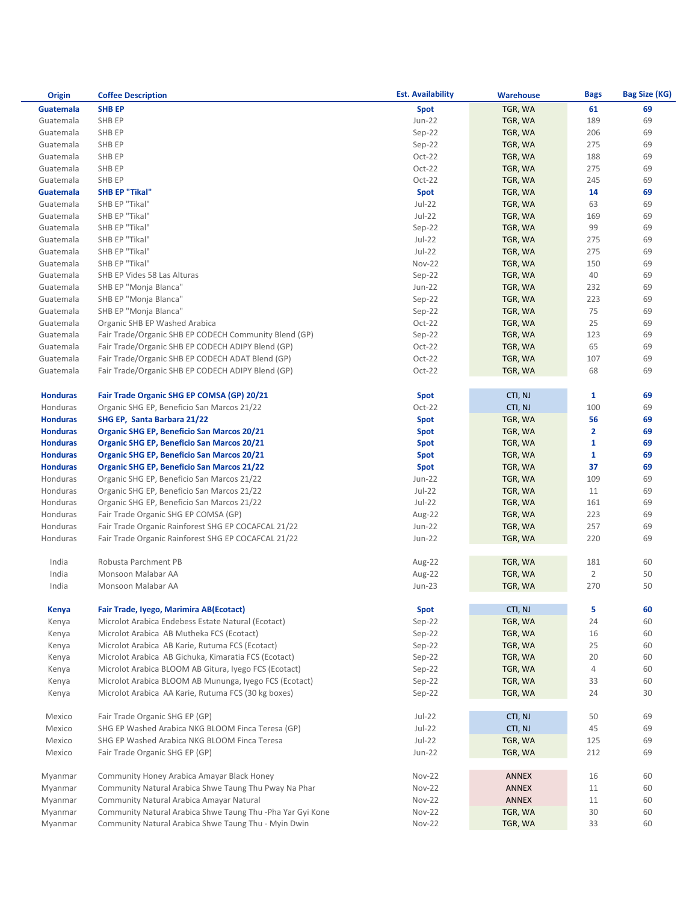| Origin | Coffee Description | Est. Availability | Warehouse | Bags | Bag Size (KG) |
|---|---|---|---|---|---|
| **Guatemala** | **SHB EP** | **Spot** | TGR, WA | **61** | **69** |
| Guatemala | SHB EP | Jun-22 | TGR, WA | 189 | 69 |
| Guatemala | SHB EP | Sep-22 | TGR, WA | 206 | 69 |
| Guatemala | SHB EP | Sep-22 | TGR, WA | 275 | 69 |
| Guatemala | SHB EP | Oct-22 | TGR, WA | 188 | 69 |
| Guatemala | SHB EP | Oct-22 | TGR, WA | 275 | 69 |
| Guatemala | SHB EP | Oct-22 | TGR, WA | 245 | 69 |
| **Guatemala** | **SHB EP "Tikal"** | **Spot** | TGR, WA | **14** | **69** |
| Guatemala | SHB EP "Tikal" | Jul-22 | TGR, WA | 63 | 69 |
| Guatemala | SHB EP "Tikal" | Jul-22 | TGR, WA | 169 | 69 |
| Guatemala | SHB EP "Tikal" | Sep-22 | TGR, WA | 99 | 69 |
| Guatemala | SHB EP "Tikal" | Jul-22 | TGR, WA | 275 | 69 |
| Guatemala | SHB EP "Tikal" | Jul-22 | TGR, WA | 275 | 69 |
| Guatemala | SHB EP "Tikal" | Nov-22 | TGR, WA | 150 | 69 |
| Guatemala | SHB EP Vides 58 Las Alturas | Sep-22 | TGR, WA | 40 | 69 |
| Guatemala | SHB EP "Monja Blanca" | Jun-22 | TGR, WA | 232 | 69 |
| Guatemala | SHB EP "Monja Blanca" | Sep-22 | TGR, WA | 223 | 69 |
| Guatemala | SHB EP "Monja Blanca" | Sep-22 | TGR, WA | 75 | 69 |
| Guatemala | Organic SHB EP Washed Arabica | Oct-22 | TGR, WA | 25 | 69 |
| Guatemala | Fair Trade/Organic SHB EP CODECH Community Blend (GP) | Sep-22 | TGR, WA | 123 | 69 |
| Guatemala | Fair Trade/Organic SHB EP CODECH ADIPY Blend (GP) | Oct-22 | TGR, WA | 65 | 69 |
| Guatemala | Fair Trade/Organic SHB EP CODECH ADAT Blend (GP) | Oct-22 | TGR, WA | 107 | 69 |
| Guatemala | Fair Trade/Organic SHB EP CODECH ADIPY Blend (GP) | Oct-22 | TGR, WA | 68 | 69 |
| | | | | | |
| **Honduras** | **Fair Trade Organic SHG EP COMSA (GP) 20/21** | **Spot** | CTI, NJ | **1** | **69** |
| Honduras | Organic SHG EP, Beneficio San Marcos 21/22 | Oct-22 | CTI, NJ | 100 | 69 |
| **Honduras** | **SHG EP, Santa Barbara 21/22** | **Spot** | TGR, WA | **56** | **69** |
| **Honduras** | **Organic SHG EP, Beneficio San Marcos 20/21** | **Spot** | TGR, WA | **2** | **69** |
| **Honduras** | **Organic SHG EP, Beneficio San Marcos 20/21** | **Spot** | TGR, WA | **1** | **69** |
| **Honduras** | **Organic SHG EP, Beneficio San Marcos 20/21** | **Spot** | TGR, WA | **1** | **69** |
| **Honduras** | **Organic SHG EP, Beneficio San Marcos 21/22** | **Spot** | TGR, WA | **37** | **69** |
| Honduras | Organic SHG EP, Beneficio San Marcos 21/22 | Jun-22 | TGR, WA | 109 | 69 |
| Honduras | Organic SHG EP, Beneficio San Marcos 21/22 | Jul-22 | TGR, WA | 11 | 69 |
| Honduras | Organic SHG EP, Beneficio San Marcos 21/22 | Jul-22 | TGR, WA | 161 | 69 |
| Honduras | Fair Trade Organic SHG EP COMSA (GP) | Aug-22 | TGR, WA | 223 | 69 |
| Honduras | Fair Trade Organic Rainforest SHG EP COCAFCAL 21/22 | Jun-22 | TGR, WA | 257 | 69 |
| Honduras | Fair Trade Organic Rainforest SHG EP COCAFCAL 21/22 | Jun-22 | TGR, WA | 220 | 69 |
| | | | | | |
| India | Robusta Parchment PB | Aug-22 | TGR, WA | 181 | 60 |
| India | Monsoon Malabar AA | Aug-22 | TGR, WA | 2 | 50 |
| India | Monsoon Malabar AA | Jun-23 | TGR, WA | 270 | 50 |
| | | | | | |
| **Kenya** | **Fair Trade, Iyego, Marimira AB(Ecotact)** | **Spot** | CTI, NJ | **5** | **60** |
| Kenya | Microlot Arabica Endebess Estate Natural (Ecotact) | Sep-22 | TGR, WA | 24 | 60 |
| Kenya | Microlot Arabica AB Mutheka FCS (Ecotact) | Sep-22 | TGR, WA | 16 | 60 |
| Kenya | Microlot Arabica AB Karie, Rutuma FCS (Ecotact) | Sep-22 | TGR, WA | 25 | 60 |
| Kenya | Microlot Arabica AB Gichuka, Kimaratia FCS (Ecotact) | Sep-22 | TGR, WA | 20 | 60 |
| Kenya | Microlot Arabica BLOOM AB Gitura, Iyego FCS (Ecotact) | Sep-22 | TGR, WA | 4 | 60 |
| Kenya | Microlot Arabica BLOOM AB Mununga, Iyego FCS (Ecotact) | Sep-22 | TGR, WA | 33 | 60 |
| Kenya | Microlot Arabica AA Karie, Rutuma FCS (30 kg boxes) | Sep-22 | TGR, WA | 24 | 30 |
| | | | | | |
| Mexico | Fair Trade Organic SHG EP (GP) | Jul-22 | CTI, NJ | 50 | 69 |
| Mexico | SHG EP Washed Arabica NKG BLOOM Finca Teresa (GP) | Jul-22 | CTI, NJ | 45 | 69 |
| Mexico | SHG EP Washed Arabica NKG BLOOM Finca Teresa | Jul-22 | TGR, WA | 125 | 69 |
| Mexico | Fair Trade Organic SHG EP (GP) | Jun-22 | TGR, WA | 212 | 69 |
| | | | | | |
| Myanmar | Community Honey Arabica Amayar Black Honey | Nov-22 | ANNEX | 16 | 60 |
| Myanmar | Community Natural Arabica Shwe Taung Thu Pway Na Phar | Nov-22 | ANNEX | 11 | 60 |
| Myanmar | Community Natural Arabica Amayar Natural | Nov-22 | ANNEX | 11 | 60 |
| Myanmar | Community Natural Arabica Shwe Taung Thu -Pha Yar Gyi Kone | Nov-22 | TGR, WA | 30 | 60 |
| Myanmar | Community Natural Arabica Shwe Taung Thu - Myin Dwin | Nov-22 | TGR, WA | 33 | 60 |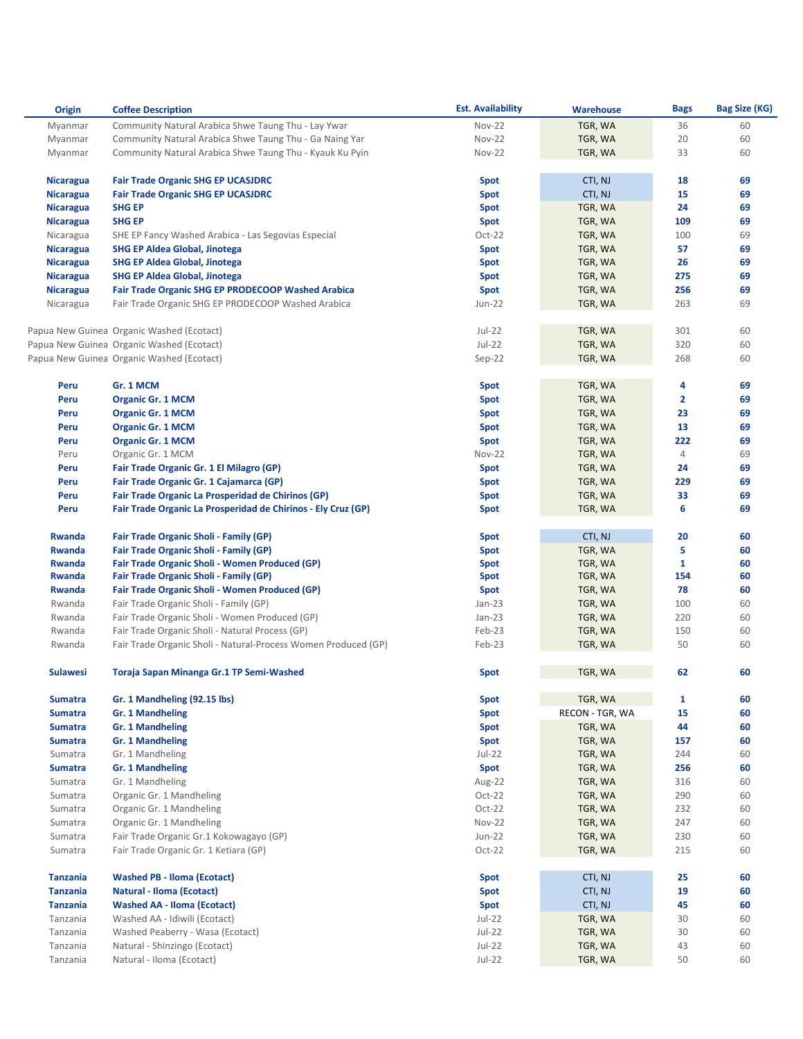| Origin | Coffee Description | Est. Availability | Warehouse | Bags | Bag Size (KG) |
|---|---|---|---|---|---|
| Myanmar | Community Natural Arabica Shwe Taung Thu - Lay Ywar | Nov-22 | TGR, WA | 36 | 60 |
| Myanmar | Community Natural Arabica Shwe Taung Thu - Ga Naing Yar | Nov-22 | TGR, WA | 20 | 60 |
| Myanmar | Community Natural Arabica Shwe Taung Thu - Kyauk Ku Pyin | Nov-22 | TGR, WA | 33 | 60 |
| | | | | | |
| **Nicaragua** | **Fair Trade Organic SHG EP UCASJDRC** | **Spot** | CTI, NJ | **18** | **69** |
| **Nicaragua** | **Fair Trade Organic SHG EP UCASJDRC** | **Spot** | CTI, NJ | **15** | **69** |
| **Nicaragua** | **SHG EP** | **Spot** | TGR, WA | **24** | **69** |
| **Nicaragua** | **SHG EP** | **Spot** | TGR, WA | **109** | **69** |
| Nicaragua | SHE EP Fancy Washed Arabica - Las Segovias Especial | Oct-22 | TGR, WA | 100 | 69 |
| **Nicaragua** | **SHG EP Aldea Global, Jinotega** | **Spot** | TGR, WA | **57** | **69** |
| **Nicaragua** | **SHG EP Aldea Global, Jinotega** | **Spot** | TGR, WA | **26** | **69** |
| **Nicaragua** | **SHG EP Aldea Global, Jinotega** | **Spot** | TGR, WA | **275** | **69** |
| **Nicaragua** | **Fair Trade Organic SHG EP PRODECOOP Washed Arabica** | **Spot** | TGR, WA | **256** | **69** |
| Nicaragua | Fair Trade Organic SHG EP PRODECOOP Washed Arabica | Jun-22 | TGR, WA | 263 | 69 |
| | | | | | |
| Papua New Guinea | Organic Washed (Ecotact) | Jul-22 | TGR, WA | 301 | 60 |
| Papua New Guinea | Organic Washed (Ecotact) | Jul-22 | TGR, WA | 320 | 60 |
| Papua New Guinea | Organic Washed (Ecotact) | Sep-22 | TGR, WA | 268 | 60 |
| | | | | | |
| **Peru** | **Gr. 1 MCM** | **Spot** | TGR, WA | **4** | **69** |
| **Peru** | **Organic Gr. 1 MCM** | **Spot** | TGR, WA | **2** | **69** |
| **Peru** | **Organic Gr. 1 MCM** | **Spot** | TGR, WA | **23** | **69** |
| **Peru** | **Organic Gr. 1 MCM** | **Spot** | TGR, WA | **13** | **69** |
| **Peru** | **Organic Gr. 1 MCM** | **Spot** | TGR, WA | **222** | **69** |
| Peru | Organic Gr. 1 MCM | Nov-22 | TGR, WA | 4 | 69 |
| **Peru** | **Fair Trade Organic Gr. 1 El Milagro (GP)** | **Spot** | TGR, WA | **24** | **69** |
| **Peru** | **Fair Trade Organic Gr. 1 Cajamarca (GP)** | **Spot** | TGR, WA | **229** | **69** |
| **Peru** | **Fair Trade Organic La Prosperidad de Chirinos (GP)** | **Spot** | TGR, WA | **33** | **69** |
| **Peru** | **Fair Trade Organic La Prosperidad de Chirinos - Ely Cruz (GP)** | **Spot** | TGR, WA | **6** | **69** |
| | | | | | |
| **Rwanda** | **Fair Trade Organic Sholi - Family (GP)** | **Spot** | CTI, NJ | **20** | **60** |
| **Rwanda** | **Fair Trade Organic Sholi - Family (GP)** | **Spot** | TGR, WA | **5** | **60** |
| **Rwanda** | **Fair Trade Organic Sholi - Women Produced (GP)** | **Spot** | TGR, WA | **1** | **60** |
| **Rwanda** | **Fair Trade Organic Sholi - Family (GP)** | **Spot** | TGR, WA | **154** | **60** |
| **Rwanda** | **Fair Trade Organic Sholi - Women Produced (GP)** | **Spot** | TGR, WA | **78** | **60** |
| Rwanda | Fair Trade Organic Sholi - Family (GP) | Jan-23 | TGR, WA | 100 | 60 |
| Rwanda | Fair Trade Organic Sholi - Women Produced (GP) | Jan-23 | TGR, WA | 220 | 60 |
| Rwanda | Fair Trade Organic Sholi - Natural Process (GP) | Feb-23 | TGR, WA | 150 | 60 |
| Rwanda | Fair Trade Organic Sholi - Natural-Process Women Produced (GP) | Feb-23 | TGR, WA | 50 | 60 |
| | | | | | |
| **Sulawesi** | **Toraja Sapan Minanga Gr.1 TP Semi-Washed** | **Spot** | TGR, WA | **62** | **60** |
| | | | | | |
| **Sumatra** | **Gr. 1 Mandheling (92.15 lbs)** | **Spot** | TGR, WA | **1** | **60** |
| **Sumatra** | **Gr. 1 Mandheling** | **Spot** | RECON - TGR, WA | **15** | **60** |
| **Sumatra** | **Gr. 1 Mandheling** | **Spot** | TGR, WA | **44** | **60** |
| **Sumatra** | **Gr. 1 Mandheling** | **Spot** | TGR, WA | **157** | **60** |
| Sumatra | Gr. 1 Mandheling | Jul-22 | TGR, WA | 244 | 60 |
| **Sumatra** | **Gr. 1 Mandheling** | **Spot** | TGR, WA | **256** | **60** |
| Sumatra | Gr. 1 Mandheling | Aug-22 | TGR, WA | 316 | 60 |
| Sumatra | Organic Gr. 1 Mandheling | Oct-22 | TGR, WA | 290 | 60 |
| Sumatra | Organic Gr. 1 Mandheling | Oct-22 | TGR, WA | 232 | 60 |
| Sumatra | Organic Gr. 1 Mandheling | Nov-22 | TGR, WA | 247 | 60 |
| Sumatra | Fair Trade Organic Gr.1 Kokowagayo (GP) | Jun-22 | TGR, WA | 230 | 60 |
| Sumatra | Fair Trade Organic Gr. 1 Ketiara (GP) | Oct-22 | TGR, WA | 215 | 60 |
| | | | | | |
| **Tanzania** | **Washed PB - Iloma (Ecotact)** | **Spot** | CTI, NJ | **25** | **60** |
| **Tanzania** | **Natural - Iloma (Ecotact)** | **Spot** | CTI, NJ | **19** | **60** |
| **Tanzania** | **Washed AA - Iloma (Ecotact)** | **Spot** | CTI, NJ | **45** | **60** |
| Tanzania | Washed AA - Idiwili (Ecotact) | Jul-22 | TGR, WA | 30 | 60 |
| Tanzania | Washed Peaberry - Wasa (Ecotact) | Jul-22 | TGR, WA | 30 | 60 |
| Tanzania | Natural - Shinzingo (Ecotact) | Jul-22 | TGR, WA | 43 | 60 |
| Tanzania | Natural - Iloma (Ecotact) | Jul-22 | TGR, WA | 50 | 60 |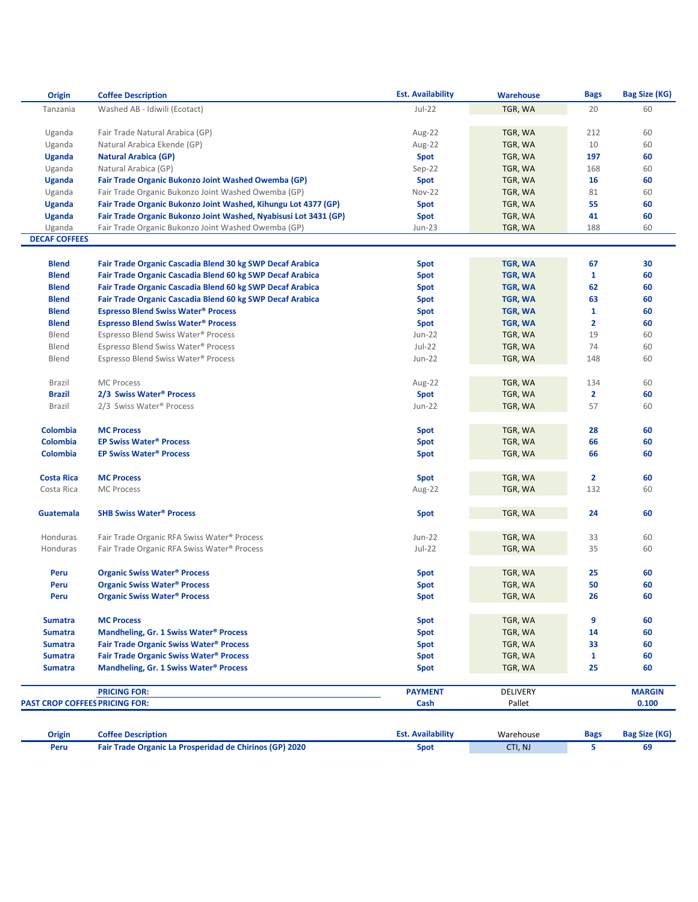| Origin | Coffee Description | Est. Availability | Warehouse | Bags | Bag Size (KG) |
|---|---|---|---|---|---|
| Tanzania | Washed AB - Idiwili (Ecotact) | Jul-22 | TGR, WA | 20 | 60 |
| Uganda | Fair Trade Natural Arabica (GP) | Aug-22 | TGR, WA | 212 | 60 |
| Uganda | Natural Arabica Ekende (GP) | Aug-22 | TGR, WA | 10 | 60 |
| **Uganda** | **Natural Arabica (GP)** | **Spot** | TGR, WA | **197** | **60** |
| Uganda | Natural Arabica (GP) | Sep-22 | TGR, WA | 168 | 60 |
| **Uganda** | **Fair Trade Organic Bukonzo Joint Washed Owemba (GP)** | **Spot** | TGR, WA | **16** | **60** |
| Uganda | Fair Trade Organic Bukonzo Joint Washed Owemba (GP) | Nov-22 | TGR, WA | 81 | 60 |
| **Uganda** | **Fair Trade Organic Bukonzo Joint Washed, Kihungu Lot 4377 (GP)** | **Spot** | TGR, WA | **55** | **60** |
| **Uganda** | **Fair Trade Organic Bukonzo Joint Washed, Nyabisusi Lot 3431 (GP)** | **Spot** | TGR, WA | **41** | **60** |
| Uganda | Fair Trade Organic Bukonzo Joint Washed Owemba (GP) | Jun-23 | TGR, WA | 188 | 60 |
| **DECAF COFFEES** | | | | | |
| **Blend** | **Fair Trade Organic Cascadia Blend 30 kg SWP Decaf Arabica** | **Spot** | **TGR, WA** | **67** | **30** |
| **Blend** | **Fair Trade Organic Cascadia Blend 60 kg SWP Decaf Arabica** | **Spot** | **TGR, WA** | **1** | **60** |
| **Blend** | **Fair Trade Organic Cascadia Blend 60 kg SWP Decaf Arabica** | **Spot** | **TGR, WA** | **62** | **60** |
| **Blend** | **Fair Trade Organic Cascadia Blend 60 kg SWP Decaf Arabica** | **Spot** | **TGR, WA** | **63** | **60** |
| **Blend** | **Espresso Blend Swiss Water® Process** | **Spot** | **TGR, WA** | **1** | **60** |
| **Blend** | **Espresso Blend Swiss Water® Process** | **Spot** | **TGR, WA** | **2** | **60** |
| Blend | Espresso Blend Swiss Water® Process | Jun-22 | TGR, WA | 19 | 60 |
| Blend | Espresso Blend Swiss Water® Process | Jul-22 | TGR, WA | 74 | 60 |
| Blend | Espresso Blend Swiss Water® Process | Jun-22 | TGR, WA | 148 | 60 |
| Brazil | MC Process | Aug-22 | TGR, WA | 134 | 60 |
| **Brazil** | **2/3 Swiss Water® Process** | **Spot** | TGR, WA | **2** | **60** |
| Brazil | 2/3 Swiss Water® Process | Jun-22 | TGR, WA | 57 | 60 |
| **Colombia** | **MC Process** | **Spot** | TGR, WA | **28** | **60** |
| **Colombia** | **EP Swiss Water® Process** | **Spot** | TGR, WA | **66** | **60** |
| **Colombia** | **EP Swiss Water® Process** | **Spot** | TGR, WA | **66** | **60** |
| **Costa Rica** | **MC Process** | **Spot** | TGR, WA | **2** | **60** |
| Costa Rica | MC Process | Aug-22 | TGR, WA | 132 | 60 |
| **Guatemala** | **SHB Swiss Water® Process** | **Spot** | TGR, WA | **24** | **60** |
| Honduras | Fair Trade Organic RFA Swiss Water® Process | Jun-22 | TGR, WA | 33 | 60 |
| Honduras | Fair Trade Organic RFA Swiss Water® Process | Jul-22 | TGR, WA | 35 | 60 |
| **Peru** | **Organic Swiss Water® Process** | **Spot** | TGR, WA | **25** | **60** |
| **Peru** | **Organic Swiss Water® Process** | **Spot** | TGR, WA | **50** | **60** |
| **Peru** | **Organic Swiss Water® Process** | **Spot** | TGR, WA | **26** | **60** |
| **Sumatra** | **MC Process** | **Spot** | TGR, WA | **9** | **60** |
| **Sumatra** | **Mandheling, Gr. 1 Swiss Water® Process** | **Spot** | TGR, WA | **14** | **60** |
| **Sumatra** | **Fair Trade Organic Swiss Water® Process** | **Spot** | TGR, WA | **33** | **60** |
| **Sumatra** | **Fair Trade Organic Swiss Water® Process** | **Spot** | TGR, WA | **1** | **60** |
| **Sumatra** | **Mandheling, Gr. 1 Swiss Water® Process** | **Spot** | TGR, WA | **25** | **60** |

| | PRICING FOR: | PAYMENT | DELIVERY | | MARGIN |
|---|---|---|---|---|---|
| **PAST CROP COFFEES PRICING FOR:** | | **Cash** | Pallet | | **0.100** |

| Origin | Coffee Description | Est. Availability | Warehouse | Bags | Bag Size (KG) |
|---|---|---|---|---|---|
| **Peru** | **Fair Trade Organic La Prosperidad de Chirinos (GP) 2020** | **Spot** | CTI, NJ | **5** | **69** |